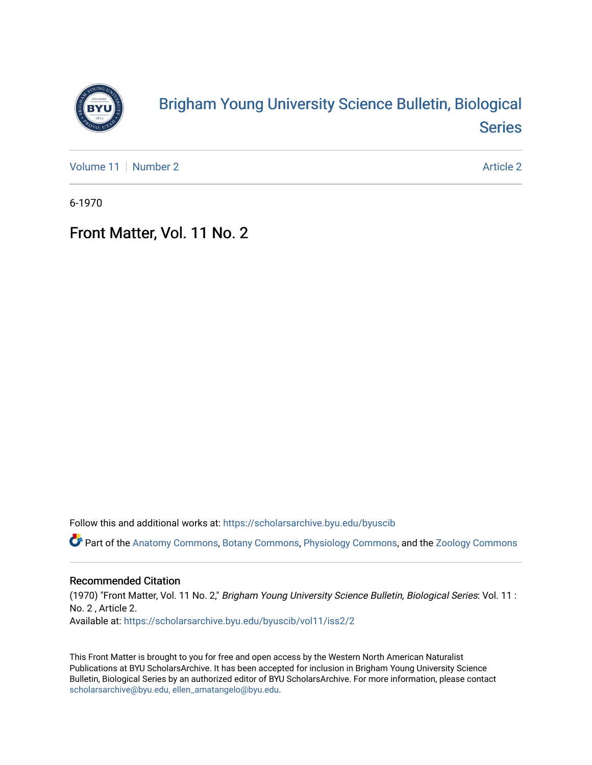# Brigham Young University Science Bulletin, Biological Series

Volume 11 | Number 2 — Article 2

6-1970

## Front Matter, Vol. 11 No. 2

Follow this and additional works at: https://scholarsarchive.byu.edu/byuscib

Part of the Anatomy Commons, Botany Commons, Physiology Commons, and the Zoology Commons

### Recommended Citation

(1970) "Front Matter, Vol. 11 No. 2," *Brigham Young University Science Bulletin, Biological Series*: Vol. 11 : No. 2 , Article 2.
Available at: https://scholarsarchive.byu.edu/byuscib/vol11/iss2/2

This Front Matter is brought to you for free and open access by the Western North American Naturalist Publications at BYU ScholarsArchive. It has been accepted for inclusion in Brigham Young University Science Bulletin, Biological Series by an authorized editor of BYU ScholarsArchive. For more information, please contact scholarsarchive@byu.edu, ellen_amatangelo@byu.edu.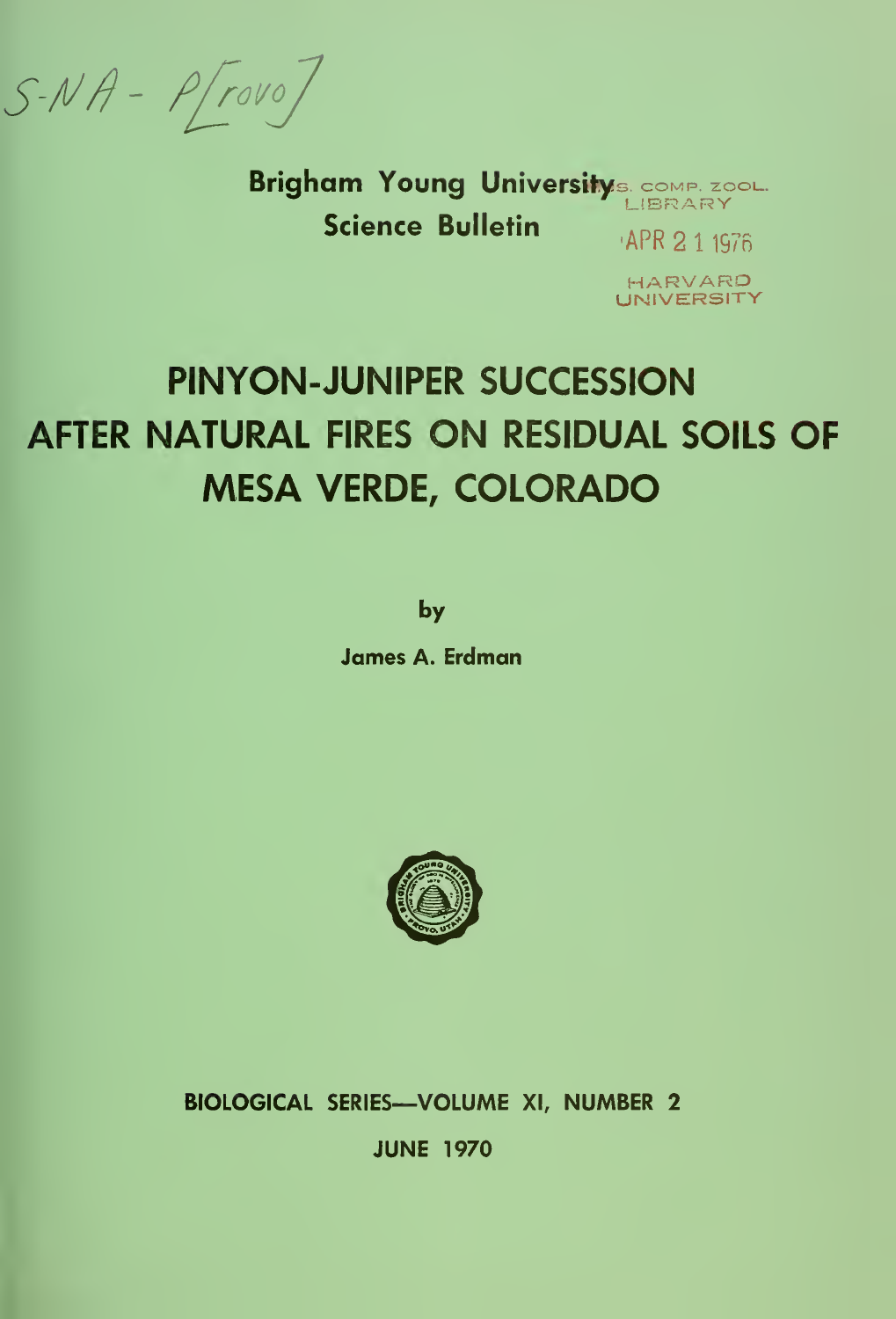S-NA - P[rovo]

**Brigham Young University**
**Science Bulletin**

MUS. COMP. ZOOL.
LIBRARY

APR 2 1 1976

HARVARD
UNIVERSITY

# PINYON-JUNIPER SUCCESSION AFTER NATURAL FIRES ON RESIDUAL SOILS OF MESA VERDE, COLORADO

by

**James A. Erdman**

**BIOLOGICAL SERIES—VOLUME XI, NUMBER 2**

**JUNE 1970**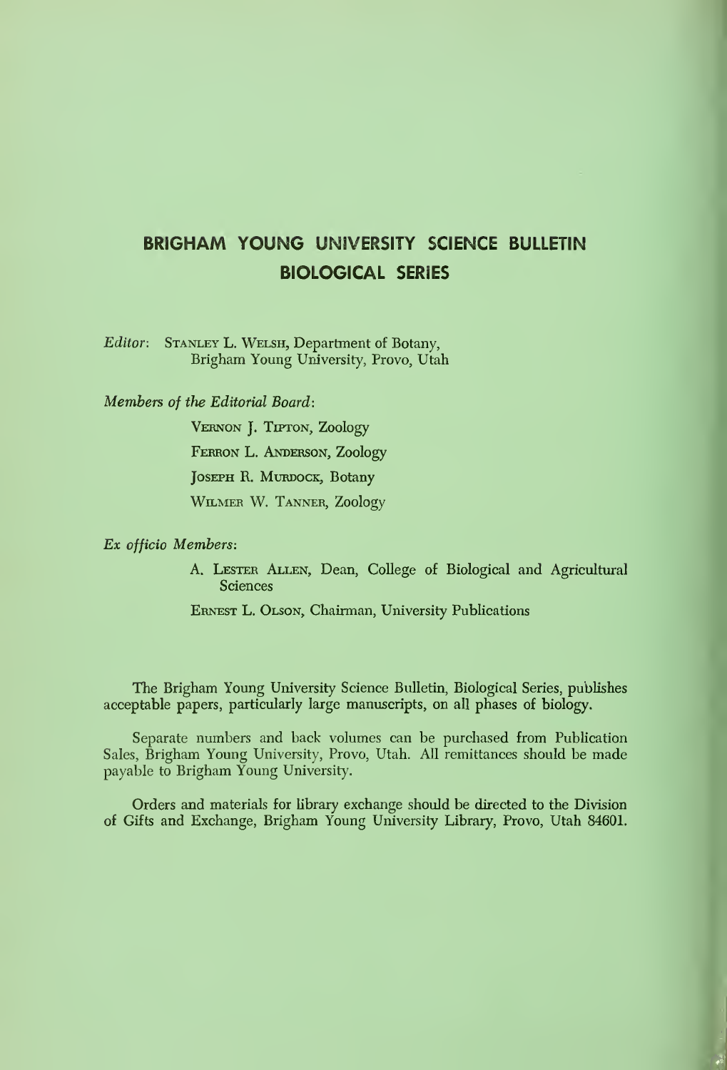# BRIGHAM YOUNG UNIVERSITY SCIENCE BULLETIN
## BIOLOGICAL SERIES

*Editor*: Stanley L. Welsh, Department of Botany,
Brigham Young University, Provo, Utah

*Members of the Editorial Board*:

Vernon J. Tipton, Zoology
Ferron L. Anderson, Zoology
Joseph R. Murdock, Botany
Wilmer W. Tanner, Zoology

*Ex officio Members*:

A. Lester Allen, Dean, College of Biological and Agricultural Sciences
Ernest L. Olson, Chairman, University Publications

The Brigham Young University Science Bulletin, Biological Series, publishes acceptable papers, particularly large manuscripts, on all phases of biology.

Separate numbers and back volumes can be purchased from Publication Sales, Brigham Young University, Provo, Utah. All remittances should be made payable to Brigham Young University.

Orders and materials for library exchange should be directed to the Division of Gifts and Exchange, Brigham Young University Library, Provo, Utah 84601.